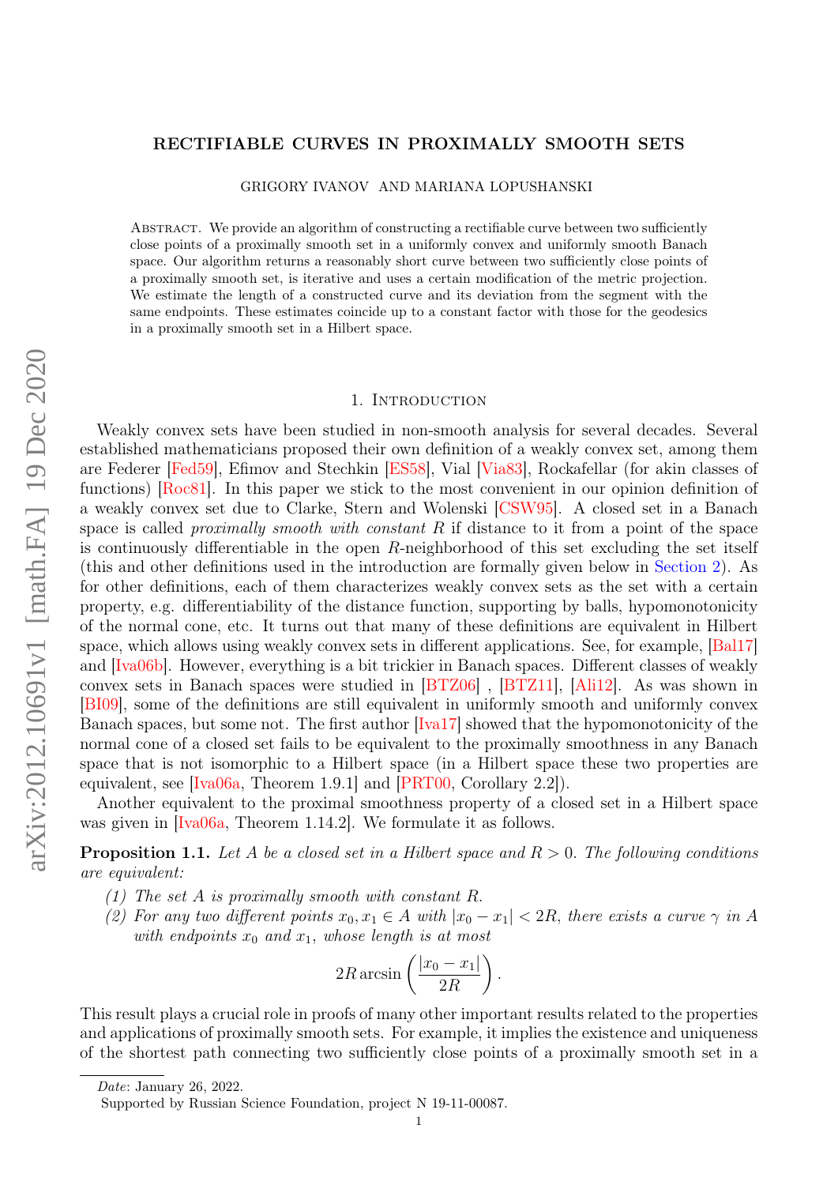# RECTIFIABLE CURVES IN PROXIMALLY SMOOTH SETS

GRIGORY IVANOV AND MARIANA LOPUSHANSKI

Abstract. We provide an algorithm of constructing a rectifiable curve between two sufficiently close points of a proximally smooth set in a uniformly convex and uniformly smooth Banach space. Our algorithm returns a reasonably short curve between two sufficiently close points of a proximally smooth set, is iterative and uses a certain modification of the metric projection. We estimate the length of a constructed curve and its deviation from the segment with the same endpoints. These estimates coincide up to a constant factor with those for the geodesics in a proximally smooth set in a Hilbert space.

## 1. Introduction

Weakly convex sets have been studied in non-smooth analysis for several decades. Several established mathematicians proposed their own definition of a weakly convex set, among them are Federer [Fed59], Efimov and Stechkin [ES58], Vial [Via83], Rockafellar (for akin classes of functions) [Roc81]. In this paper we stick to the most convenient in our opinion definition of a weakly convex set due to Clarke, Stern and Wolenski [CSW95]. A closed set in a Banach space is called *proximally smooth with constant R* if distance to it from a point of the space is continuously differentiable in the open $R$-neighborhood of this set excluding the set itself (this and other definitions used in the introduction are formally given below in Section 2). As for other definitions, each of them characterizes weakly convex sets as the set with a certain property, e.g. differentiability of the distance function, supporting by balls, hypomonotonicity of the normal cone, etc. It turns out that many of these definitions are equivalent in Hilbert space, which allows using weakly convex sets in different applications. See, for example, [Bal17] and [Iva06b]. However, everything is a bit trickier in Banach spaces. Different classes of weakly convex sets in Banach spaces were studied in [BTZ06] , [BTZ11], [Ali12]. As was shown in [BI09], some of the definitions are still equivalent in uniformly smooth and uniformly convex Banach spaces, but some not. The first author [Iva17] showed that the hypomonotonicity of the normal cone of a closed set fails to be equivalent to the proximally smoothness in any Banach space that is not isomorphic to a Hilbert space (in a Hilbert space these two properties are equivalent, see [Iva06a, Theorem 1.9.1] and [PRT00, Corollary 2.2]).

Another equivalent to the proximal smoothness property of a closed set in a Hilbert space was given in [Iva06a, Theorem 1.14.2]. We formulate it as follows.

**Proposition 1.1.** *Let $A$ be a closed set in a Hilbert space and $R > 0$. The following conditions are equivalent:*

1. *The set $A$ is proximally smooth with constant $R$.*
2. *For any two different points $x_0, x_1 \in A$ with $|x_0 - x_1| < 2R$, there exists a curve $\gamma$ in $A$ with endpoints $x_0$ and $x_1$, whose length is at most*

$$2R \arcsin\left(\frac{|x_0 - x_1|}{2R}\right).$$

This result plays a crucial role in proofs of many other important results related to the properties and applications of proximally smooth sets. For example, it implies the existence and uniqueness of the shortest path connecting two sufficiently close points of a proximally smooth set in a

*Date*: January 26, 2022.

Supported by Russian Science Foundation, project N 19-11-00087.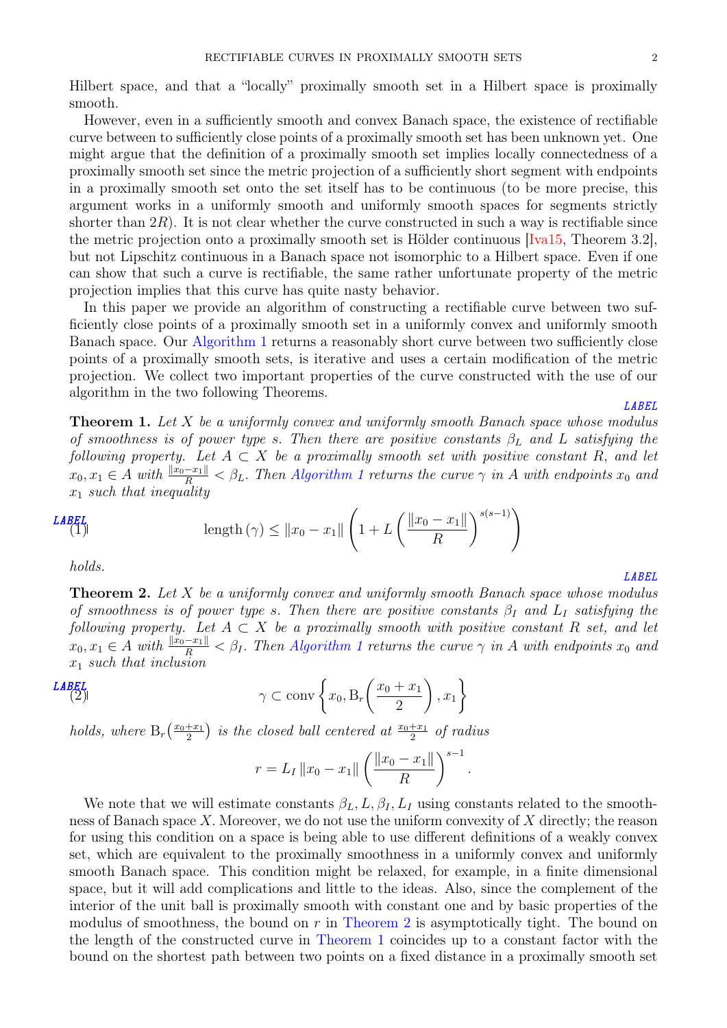Hilbert space, and that a "locally" proximally smooth set in a Hilbert space is proximally smooth.

However, even in a sufficiently smooth and convex Banach space, the existence of rectifiable curve between to sufficiently close points of a proximally smooth set has been unknown yet. One might argue that the definition of a proximally smooth set implies locally connectedness of a proximally smooth set since the metric projection of a sufficiently short segment with endpoints in a proximally smooth set onto the set itself has to be continuous (to be more precise, this argument works in a uniformly smooth and uniformly smooth spaces for segments strictly shorter than $2R$). It is not clear whether the curve constructed in such a way is rectifiable since the metric projection onto a proximally smooth set is Hölder continuous [Iva15, Theorem 3.2], but not Lipschitz continuous in a Banach space not isomorphic to a Hilbert space. Even if one can show that such a curve is rectifiable, the same rather unfortunate property of the metric projection implies that this curve has quite nasty behavior.

In this paper we provide an algorithm of constructing a rectifiable curve between two sufficiently close points of a proximally smooth set in a uniformly convex and uniformly smooth Banach space. Our Algorithm 1 returns a reasonably short curve between two sufficiently close points of a proximally smooth sets, is iterative and uses a certain modification of the metric projection. We collect two important properties of the curve constructed with the use of our algorithm in the two following Theorems.

**Theorem 1.** *Let $X$ be a uniformly convex and uniformly smooth Banach space whose modulus of smoothness is of power type $s$. Then there are positive constants $\beta_L$ and $L$ satisfying the following property. Let $A \subset X$ be a proximally smooth set with positive constant $R$, and let $x_0, x_1 \in A$ with $\frac{\|x_0 - x_1\|}{R} < \beta_L$. Then Algorithm 1 returns the curve $\gamma$ in $A$ with endpoints $x_0$ and $x_1$ such that inequality*

$$\operatorname{length}(\gamma) \leq \|x_0 - x_1\| \left(1 + L\left(\frac{\|x_0 - x_1\|}{R}\right)^{s(s-1)}\right) \tag{1}$$

*holds.*

**Theorem 2.** *Let $X$ be a uniformly convex and uniformly smooth Banach space whose modulus of smoothness is of power type $s$. Then there are positive constants $\beta_I$ and $L_I$ satisfying the following property. Let $A \subset X$ be a proximally smooth with positive constant $R$ set, and let $x_0, x_1 \in A$ with $\frac{\|x_0 - x_1\|}{R} < \beta_I$. Then Algorithm 1 returns the curve $\gamma$ in $A$ with endpoints $x_0$ and $x_1$ such that inclusion*

$$\gamma \subset \operatorname{conv}\left\{x_0, \mathrm{B}_r\left(\frac{x_0 + x_1}{2}\right), x_1\right\} \tag{2}$$

*holds, where $\mathrm{B}_r\left(\frac{x_0+x_1}{2}\right)$ is the closed ball centered at $\frac{x_0+x_1}{2}$ of radius*

$$r = L_I \|x_0 - x_1\| \left(\frac{\|x_0 - x_1\|}{R}\right)^{s-1}.$$

We note that we will estimate constants $\beta_L, L, \beta_I, L_I$ using constants related to the smoothness of Banach space $X$. Moreover, we do not use the uniform convexity of $X$ directly; the reason for using this condition on a space is being able to use different definitions of a weakly convex set, which are equivalent to the proximally smoothness in a uniformly convex and uniformly smooth Banach space. This condition might be relaxed, for example, in a finite dimensional space, but it will add complications and little to the ideas. Also, since the complement of the interior of the unit ball is proximally smooth with constant one and by basic properties of the modulus of smoothness, the bound on $r$ in Theorem 2 is asymptotically tight. The bound on the length of the constructed curve in Theorem 1 coincides up to a constant factor with the bound on the shortest path between two points on a fixed distance in a proximally smooth set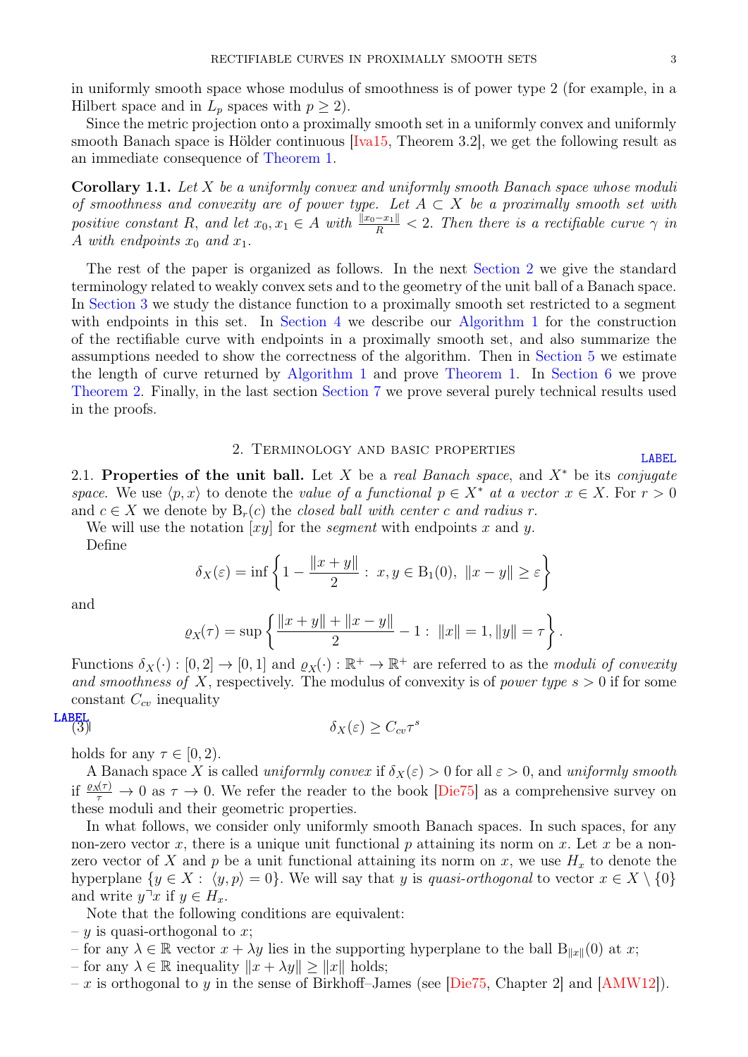in uniformly smooth space whose modulus of smoothness is of power type 2 (for example, in a Hilbert space and in $L_p$ spaces with $p \geq 2$).

Since the metric projection onto a proximally smooth set in a uniformly convex and uniformly smooth Banach space is Hölder continuous [Iva15, Theorem 3.2], we get the following result as an immediate consequence of Theorem 1.

**Corollary 1.1.** *Let $X$ be a uniformly convex and uniformly smooth Banach space whose moduli of smoothness and convexity are of power type. Let $A \subset X$ be a proximally smooth set with positive constant $R$, and let $x_0, x_1 \in A$ with $\frac{\|x_0 - x_1\|}{R} < 2$. Then there is a rectifiable curve $\gamma$ in $A$ with endpoints $x_0$ and $x_1$.*

The rest of the paper is organized as follows. In the next Section 2 we give the standard terminology related to weakly convex sets and to the geometry of the unit ball of a Banach space. In Section 3 we study the distance function to a proximally smooth set restricted to a segment with endpoints in this set. In Section 4 we describe our Algorithm 1 for the construction of the rectifiable curve with endpoints in a proximally smooth set, and also summarize the assumptions needed to show the correctness of the algorithm. Then in Section 5 we estimate the length of curve returned by Algorithm 1 and prove Theorem 1. In Section 6 we prove Theorem 2. Finally, in the last section Section 7 we prove several purely technical results used in the proofs.

## 2. Terminology and basic properties

2.1. **Properties of the unit ball.** Let $X$ be a *real Banach space*, and $X^*$ be its *conjugate space*. We use $\langle p, x\rangle$ to denote the *value of a functional* $p \in X^*$ *at a vector* $x \in X$. For $r > 0$ and $c \in X$ we denote by $\mathrm{B}_r(c)$ the *closed ball with center $c$ and radius $r$*.

We will use the notation $[xy]$ for the *segment* with endpoints $x$ and $y$.

Define

$$\delta_X(\varepsilon) = \inf\left\{1 - \frac{\|x+y\|}{2} : \ x, y \in \mathrm{B}_1(0), \ \|x-y\| \geq \varepsilon\right\}$$

and

$$\varrho_X(\tau) = \sup\left\{\frac{\|x+y\| + \|x-y\|}{2} - 1 : \ \|x\| = 1, \|y\| = \tau\right\}.$$

Functions $\delta_X(\cdot) : [0,2] \to [0,1]$ and $\varrho_X(\cdot) : \mathbb{R}^+ \to \mathbb{R}^+$ are referred to as the *moduli of convexity and smoothness of $X$*, respectively. The modulus of convexity is of *power type $s > 0$* if for some constant $C_{cv}$ inequality

$$\delta_X(\varepsilon) \geq C_{cv}\tau^s \tag{3}$$

holds for any $\tau \in [0, 2)$.

A Banach space $X$ is called *uniformly convex* if $\delta_X(\varepsilon) > 0$ for all $\varepsilon > 0$, and *uniformly smooth* if $\frac{\varrho_X(\tau)}{\tau} \to 0$ as $\tau \to 0$. We refer the reader to the book [Die75] as a comprehensive survey on these moduli and their geometric properties.

In what follows, we consider only uniformly smooth Banach spaces. In such spaces, for any non-zero vector $x$, there is a unique unit functional $p$ attaining its norm on $x$. Let $x$ be a non-zero vector of $X$ and $p$ be a unit functional attaining its norm on $x$, we use $H_x$ to denote the hyperplane $\{y \in X : \ \langle y, p\rangle = 0\}$. We will say that $y$ is *quasi-orthogonal* to vector $x \in X \setminus \{0\}$ and write $y \urcorner x$ if $y \in H_x$.

Note that the following conditions are equivalent:

– $y$ is quasi-orthogonal to $x$;
– for any $\lambda \in \mathbb{R}$ vector $x + \lambda y$ lies in the supporting hyperplane to the ball $\mathrm{B}_{\|x\|}(0)$ at $x$;
– for any $\lambda \in \mathbb{R}$ inequality $\|x + \lambda y\| \geq \|x\|$ holds;
– $x$ is orthogonal to $y$ in the sense of Birkhoff–James (see [Die75, Chapter 2] and [AMW12]).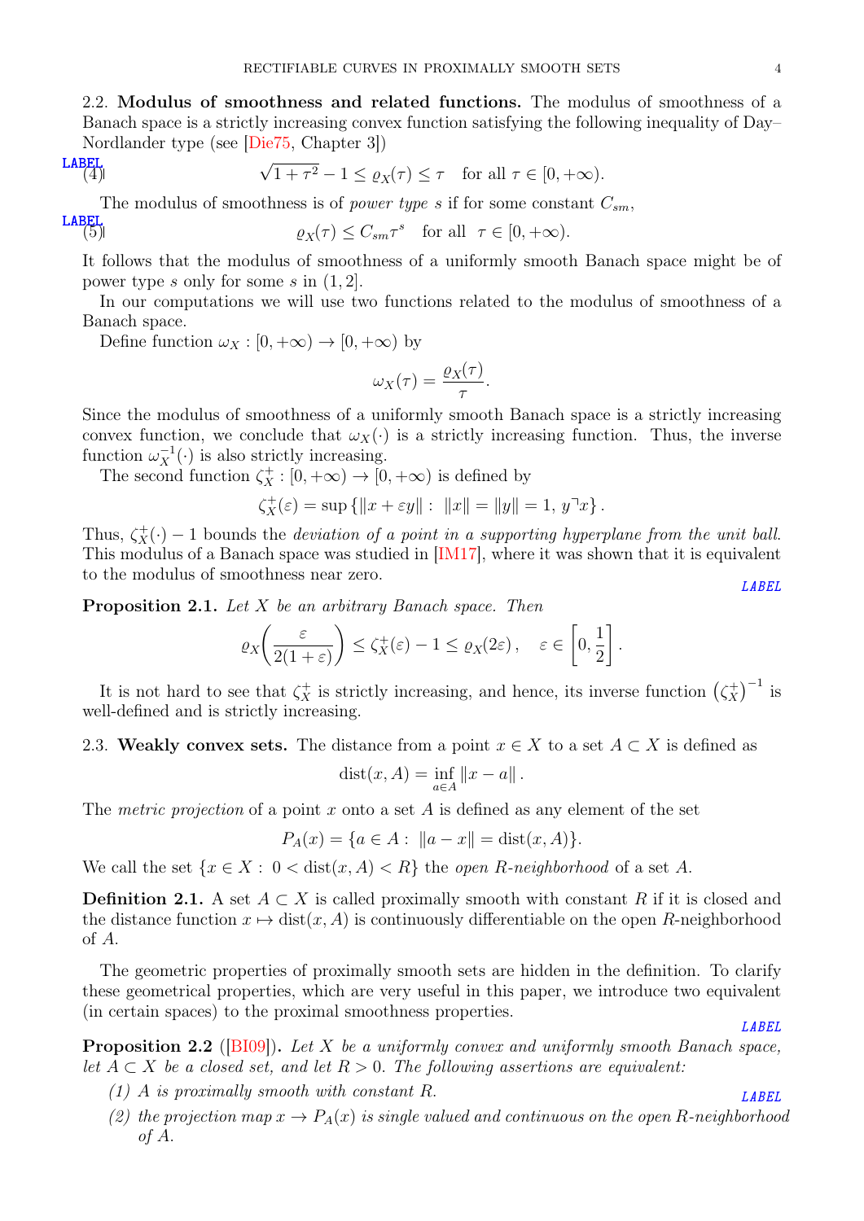**2.2. Modulus of smoothness and related functions.** The modulus of smoothness of a Banach space is a strictly increasing convex function satisfying the following inequality of Day–Nordlander type (see [Die75, Chapter 3])

$$\sqrt{1+\tau^2}-1 \le \varrho_X(\tau) \le \tau \quad \text{for all } \tau \in [0,+\infty). \tag{4}$$

The modulus of smoothness is of *power type* $s$ if for some constant $C_{sm}$,

$$\varrho_X(\tau) \le C_{sm}\tau^s \quad \text{for all } \ \tau \in [0,+\infty). \tag{5}$$

It follows that the modulus of smoothness of a uniformly smooth Banach space might be of power type $s$ only for some $s$ in $(1,2]$.

In our computations we will use two functions related to the modulus of smoothness of a Banach space.

Define function $\omega_X : [0,+\infty) \to [0,+\infty)$ by

$$\omega_X(\tau) = \frac{\varrho_X(\tau)}{\tau}.$$

Since the modulus of smoothness of a uniformly smooth Banach space is a strictly increasing convex function, we conclude that $\omega_X(\cdot)$ is a strictly increasing function. Thus, the inverse function $\omega_X^{-1}(\cdot)$ is also strictly increasing.

The second function $\zeta_X^+ : [0,+\infty) \to [0,+\infty)$ is defined by

$$\zeta_X^+(\varepsilon) = \sup\left\{\|x+\varepsilon y\| : \ \|x\|=\|y\|=1, \ y \urcorner x\right\}.$$

Thus, $\zeta_X^+(\cdot)-1$ bounds the *deviation of a point in a supporting hyperplane from the unit ball*. This modulus of a Banach space was studied in [IM17], where it was shown that it is equivalent to the modulus of smoothness near zero.

**Proposition 2.1.** *Let $X$ be an arbitrary Banach space. Then*

$$\varrho_X\!\left(\frac{\varepsilon}{2(1+\varepsilon)}\right) \le \zeta_X^+(\varepsilon)-1 \le \varrho_X(2\varepsilon), \quad \varepsilon \in \left[0,\frac{1}{2}\right].$$

It is not hard to see that $\zeta_X^+$ is strictly increasing, and hence, its inverse function $\left(\zeta_X^+\right)^{-1}$ is well-defined and is strictly increasing.

**2.3. Weakly convex sets.** The distance from a point $x \in X$ to a set $A \subset X$ is defined as

$$\operatorname{dist}(x,A) = \inf_{a\in A}\|x-a\|.$$

The *metric projection* of a point $x$ onto a set $A$ is defined as any element of the set

$$P_A(x) = \{a \in A : \ \|a-x\| = \operatorname{dist}(x,A)\}.$$

We call the set $\{x \in X : \ 0 < \operatorname{dist}(x,A) < R\}$ the *open $R$-neighborhood* of a set $A$.

**Definition 2.1.** A set $A \subset X$ is called proximally smooth with constant $R$ if it is closed and the distance function $x \mapsto \operatorname{dist}(x,A)$ is continuously differentiable on the open $R$-neighborhood of $A$.

The geometric properties of proximally smooth sets are hidden in the definition. To clarify these geometrical properties, which are very useful in this paper, we introduce two equivalent (in certain spaces) to the proximal smoothness properties.

**Proposition 2.2** ([BI09])**.** *Let $X$ be a uniformly convex and uniformly smooth Banach space, let $A \subset X$ be a closed set, and let $R > 0$. The following assertions are equivalent:*

*(1) $A$ is proximally smooth with constant $R$.*

*(2) the projection map $x \to P_A(x)$ is single valued and continuous on the open $R$-neighborhood of $A$.*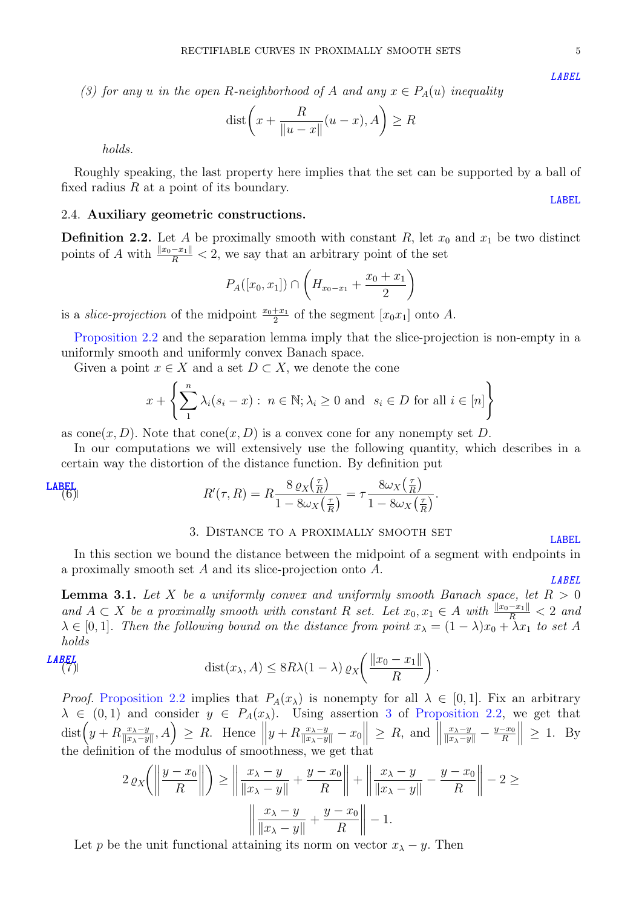*(3) for any $u$ in the open $R$-neighborhood of $A$ and any $x \in P_A(u)$ inequality*

$$\operatorname{dist}\left(x + \frac{R}{\|u - x\|}(u - x), A\right) \geq R$$

*holds.*

Roughly speaking, the last property here implies that the set can be supported by a ball of fixed radius $R$ at a point of its boundary.

### 2.4. Auxiliary geometric constructions.

**Definition 2.2.** Let $A$ be proximally smooth with constant $R$, let $x_0$ and $x_1$ be two distinct points of $A$ with $\frac{\|x_0 - x_1\|}{R} < 2$, we say that an arbitrary point of the set

$$P_A([x_0, x_1]) \cap \left(H_{x_0 - x_1} + \frac{x_0 + x_1}{2}\right)$$

is a *slice-projection* of the midpoint $\frac{x_0+x_1}{2}$ of the segment $[x_0 x_1]$ onto $A$.

Proposition 2.2 and the separation lemma imply that the slice-projection is non-empty in a uniformly smooth and uniformly convex Banach space.

Given a point $x \in X$ and a set $D \subset X$, we denote the cone

$$x + \left\{\sum_1^n \lambda_i (s_i - x) : \; n \in \mathbb{N}; \lambda_i \geq 0 \text{ and } \; s_i \in D \text{ for all } i \in [n]\right\}$$

as $\operatorname{cone}(x, D)$. Note that $\operatorname{cone}(x, D)$ is a convex cone for any nonempty set $D$.

In our computations we will extensively use the following quantity, which describes in a certain way the distortion of the distance function. By definition put

$$R'(\tau, R) = R\frac{8\,\varrho_X\!\left(\frac{\tau}{R}\right)}{1 - 8\omega_X\!\left(\frac{\tau}{R}\right)} = \tau\frac{8\omega_X\!\left(\frac{\tau}{R}\right)}{1 - 8\omega_X\!\left(\frac{\tau}{R}\right)}. \tag{6}$$

## 3. Distance to a proximally smooth set

In this section we bound the distance between the midpoint of a segment with endpoints in a proximally smooth set $A$ and its slice-projection onto $A$.

**Lemma 3.1.** *Let $X$ be a uniformly convex and uniformly smooth Banach space, let $R > 0$ and $A \subset X$ be a proximally smooth with constant $R$ set. Let $x_0, x_1 \in A$ with $\frac{\|x_0 - x_1\|}{R} < 2$ and $\lambda \in [0, 1]$. Then the following bound on the distance from point $x_\lambda = (1 - \lambda)x_0 + \lambda x_1$ to set $A$ holds*

$$\operatorname{dist}(x_\lambda, A) \leq 8R\lambda(1 - \lambda)\,\varrho_X\!\left(\frac{\|x_0 - x_1\|}{R}\right). \tag{7}$$

*Proof.* Proposition 2.2 implies that $P_A(x_\lambda)$ is nonempty for all $\lambda \in [0, 1]$. Fix an arbitrary $\lambda \in (0, 1)$ and consider $y \in P_A(x_\lambda)$. Using assertion 3 of Proposition 2.2, we get that $\operatorname{dist}\!\left(y + R\frac{x_\lambda - y}{\|x_\lambda - y\|}, A\right) \geq R$. Hence $\left\|y + R\frac{x_\lambda - y}{\|x_\lambda - y\|} - x_0\right\| \geq R$, and $\left\|\frac{x_\lambda - y}{\|x_\lambda - y\|} - \frac{y - x_0}{R}\right\| \geq 1$. By the definition of the modulus of smoothness, we get that

$$2\,\varrho_X\!\left(\left\|\frac{y - x_0}{R}\right\|\right) \geq \left\|\frac{x_\lambda - y}{\|x_\lambda - y\|} + \frac{y - x_0}{R}\right\| + \left\|\frac{x_\lambda - y}{\|x_\lambda - y\|} - \frac{y - x_0}{R}\right\| - 2 \geq$$

$$\left\|\frac{x_\lambda - y}{\|x_\lambda - y\|} + \frac{y - x_0}{R}\right\| - 1.$$

Let $p$ be the unit functional attaining its norm on vector $x_\lambda - y$. Then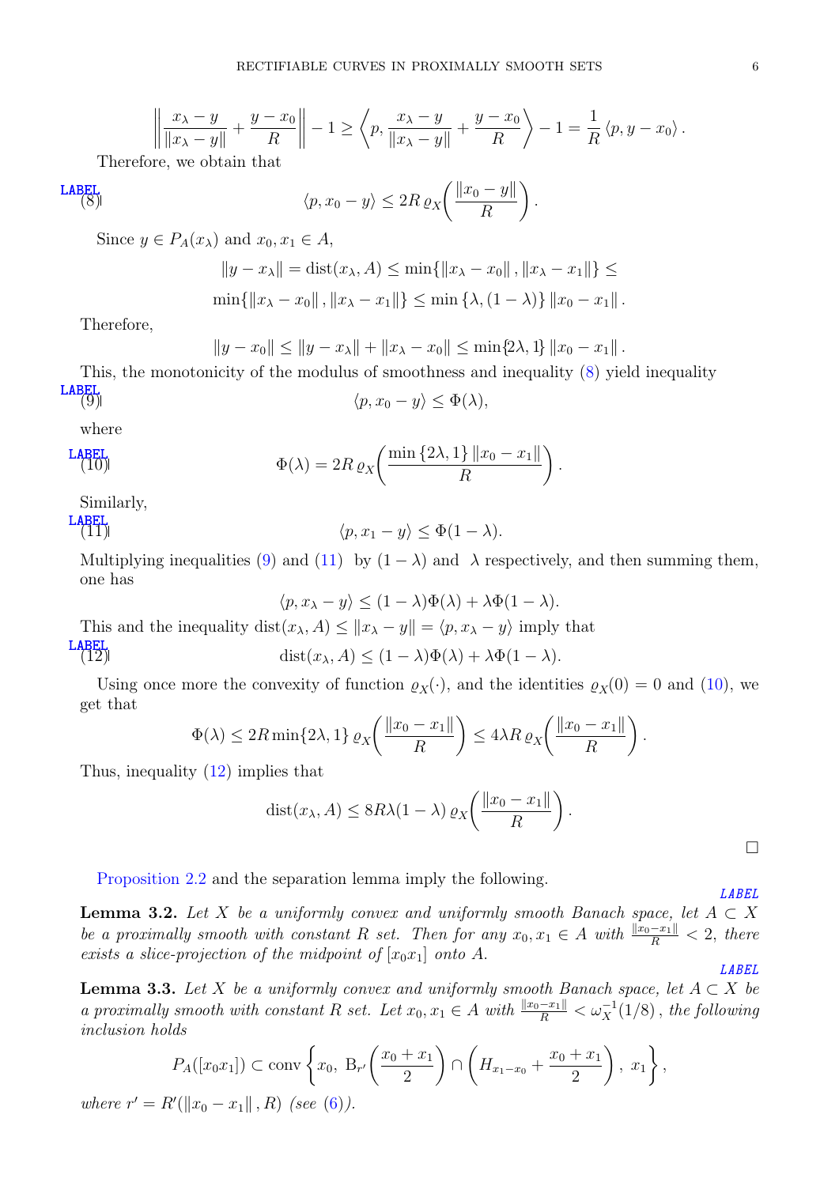$$\left\| \frac{x_\lambda - y}{\|x_\lambda - y\|} + \frac{y - x_0}{R} \right\| - 1 \geq \left\langle p, \frac{x_\lambda - y}{\|x_\lambda - y\|} + \frac{y - x_0}{R} \right\rangle - 1 = \frac{1}{R} \langle p, y - x_0 \rangle .$$

Therefore, we obtain that

$$\langle p, x_0 - y \rangle \leq 2R\, \varrho_X\!\left( \frac{\|x_0 - y\|}{R} \right). \tag{8}$$

Since $y \in P_A(x_\lambda)$ and $x_0, x_1 \in A$,

$$\|y - x_\lambda\| = \operatorname{dist}(x_\lambda, A) \leq \min\{\|x_\lambda - x_0\|, \|x_\lambda - x_1\|\} \leq$$

$$\min\{\|x_\lambda - x_0\|, \|x_\lambda - x_1\|\} \leq \min\{\lambda, (1-\lambda)\} \|x_0 - x_1\| .$$

Therefore,

$$\|y - x_0\| \leq \|y - x_\lambda\| + \|x_\lambda - x_0\| \leq \min\{2\lambda, 1\} \|x_0 - x_1\| .$$

This, the monotonicity of the modulus of smoothness and inequality (8) yield inequality

$$\langle p, x_0 - y \rangle \leq \Phi(\lambda), \tag{9}$$

where

$$\Phi(\lambda) = 2R\, \varrho_X\!\left( \frac{\min\{2\lambda, 1\} \|x_0 - x_1\|}{R} \right). \tag{10}$$

Similarly,

$$\langle p, x_1 - y \rangle \leq \Phi(1-\lambda). \tag{11}$$

Multiplying inequalities (9) and (11) by $(1-\lambda)$ and $\lambda$ respectively, and then summing them, one has

$$\langle p, x_\lambda - y \rangle \leq (1-\lambda)\Phi(\lambda) + \lambda\Phi(1-\lambda).$$

This and the inequality $\operatorname{dist}(x_\lambda, A) \leq \|x_\lambda - y\| = \langle p, x_\lambda - y \rangle$ imply that

$$\operatorname{dist}(x_\lambda, A) \leq (1-\lambda)\Phi(\lambda) + \lambda\Phi(1-\lambda). \tag{12}$$

Using once more the convexity of function $\varrho_X(\cdot)$, and the identities $\varrho_X(0) = 0$ and (10), we get that

$$\Phi(\lambda) \leq 2R \min\{2\lambda, 1\}\, \varrho_X\!\left( \frac{\|x_0 - x_1\|}{R} \right) \leq 4\lambda R\, \varrho_X\!\left( \frac{\|x_0 - x_1\|}{R} \right).$$

Thus, inequality (12) implies that

$$\operatorname{dist}(x_\lambda, A) \leq 8R\lambda(1-\lambda)\, \varrho_X\!\left( \frac{\|x_0 - x_1\|}{R} \right).$$

□

Proposition 2.2 and the separation lemma imply the following.

**Lemma 3.2.** *Let $X$ be a uniformly convex and uniformly smooth Banach space, let $A \subset X$ be a proximally smooth with constant $R$ set. Then for any $x_0, x_1 \in A$ with $\frac{\|x_0 - x_1\|}{R} < 2$, there exists a slice-projection of the midpoint of $[x_0 x_1]$ onto $A$.*

**Lemma 3.3.** *Let $X$ be a uniformly convex and uniformly smooth Banach space, let $A \subset X$ be a proximally smooth with constant $R$ set. Let $x_0, x_1 \in A$ with $\frac{\|x_0 - x_1\|}{R} < \omega_X^{-1}(1/8)$, the following inclusion holds*

$$P_A([x_0 x_1]) \subset \operatorname{conv}\left\{ x_0,\ \mathrm{B}_{r'}\!\left( \frac{x_0 + x_1}{2} \right) \cap \left( H_{x_1 - x_0} + \frac{x_0 + x_1}{2} \right),\ x_1 \right\},$$

*where $r' = R'(\|x_0 - x_1\|, R)$ (see (6)).*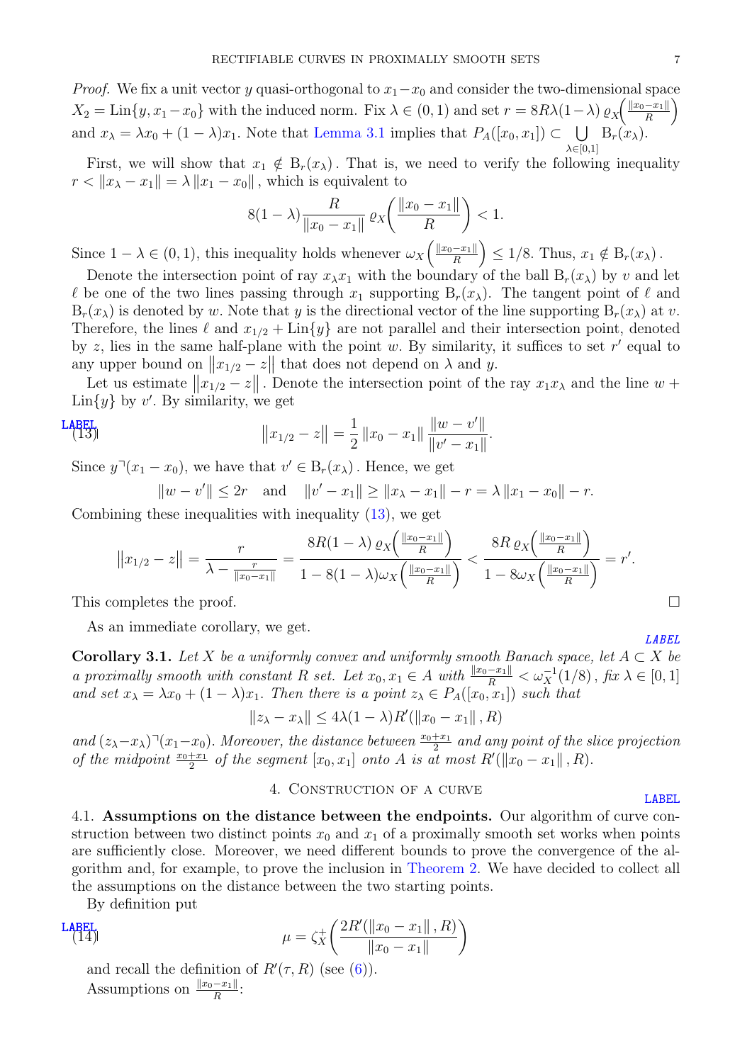*Proof.* We fix a unit vector $y$ quasi-orthogonal to $x_1 - x_0$ and consider the two-dimensional space $X_2 = \operatorname{Lin}\{y, x_1 - x_0\}$ with the induced norm. Fix $\lambda \in (0,1)$ and set $r = 8R\lambda(1-\lambda)\,\varrho_X\!\left(\frac{\|x_0 - x_1\|}{R}\right)$ and $x_\lambda = \lambda x_0 + (1-\lambda)x_1$. Note that Lemma 3.1 implies that $P_A([x_0, x_1]) \subset \bigcup\limits_{\lambda\in[0,1]} \mathrm{B}_r(x_\lambda)$.

First, we will show that $x_1 \notin \mathrm{B}_r(x_\lambda)$. That is, we need to verify the following inequality $r < \|x_\lambda - x_1\| = \lambda\|x_1 - x_0\|$, which is equivalent to

$$8(1-\lambda)\frac{R}{\|x_0 - x_1\|}\,\varrho_X\!\left(\frac{\|x_0 - x_1\|}{R}\right) < 1.$$

Since $1 - \lambda \in (0,1)$, this inequality holds whenever $\omega_X\!\left(\frac{\|x_0 - x_1\|}{R}\right) \le 1/8$. Thus, $x_1 \notin \mathrm{B}_r(x_\lambda)$.

Denote the intersection point of ray $x_\lambda x_1$ with the boundary of the ball $\mathrm{B}_r(x_\lambda)$ by $v$ and let $\ell$ be one of the two lines passing through $x_1$ supporting $\mathrm{B}_r(x_\lambda)$. The tangent point of $\ell$ and $\mathrm{B}_r(x_\lambda)$ is denoted by $w$. Note that $y$ is the directional vector of the line supporting $\mathrm{B}_r(x_\lambda)$ at $v$. Therefore, the lines $\ell$ and $x_{1/2} + \operatorname{Lin}\{y\}$ are not parallel and their intersection point, denoted by $z$, lies in the same half-plane with the point $w$. By similarity, it suffices to set $r'$ equal to any upper bound on $\|x_{1/2} - z\|$ that does not depend on $\lambda$ and $y$.

Let us estimate $\|x_{1/2} - z\|$. Denote the intersection point of the ray $x_1 x_\lambda$ and the line $w + \operatorname{Lin}\{y\}$ by $v'$. By similarity, we get

$$\|x_{1/2} - z\| = \frac{1}{2}\|x_0 - x_1\|\frac{\|w - v'\|}{\|v' - x_1\|}. \tag{13}$$

Since $y \urcorner (x_1 - x_0)$, we have that $v' \in \mathrm{B}_r(x_\lambda)$. Hence, we get

$$\|w - v'\| \le 2r \quad\text{and}\quad \|v' - x_1\| \ge \|x_\lambda - x_1\| - r = \lambda\|x_1 - x_0\| - r.$$

Combining these inequalities with inequality (13), we get

$$\|x_{1/2} - z\| = \frac{r}{\lambda - \frac{r}{\|x_0 - x_1\|}} = \frac{8R(1-\lambda)\,\varrho_X\!\left(\frac{\|x_0 - x_1\|}{R}\right)}{1 - 8(1-\lambda)\omega_X\!\left(\frac{\|x_0 - x_1\|}{R}\right)} < \frac{8R\,\varrho_X\!\left(\frac{\|x_0 - x_1\|}{R}\right)}{1 - 8\omega_X\!\left(\frac{\|x_0 - x_1\|}{R}\right)} = r'.$$

This completes the proof. ∎

As an immediate corollary, we get.

**Corollary 3.1.** *Let $X$ be a uniformly convex and uniformly smooth Banach space, let $A \subset X$ be a proximally smooth with constant $R$ set. Let $x_0, x_1 \in A$ with $\frac{\|x_0 - x_1\|}{R} < \omega_X^{-1}(1/8)$, fix $\lambda \in [0,1]$ and set $x_\lambda = \lambda x_0 + (1-\lambda)x_1$. Then there is a point $z_\lambda \in P_A([x_0, x_1])$ such that*

$$\|z_\lambda - x_\lambda\| \le 4\lambda(1-\lambda)R'(\|x_0 - x_1\|, R)$$

*and $(z_\lambda - x_\lambda)\urcorner(x_1 - x_0)$. Moreover, the distance between $\frac{x_0 + x_1}{2}$ and any point of the slice projection of the midpoint $\frac{x_0 + x_1}{2}$ of the segment $[x_0, x_1]$ onto $A$ is at most $R'(\|x_0 - x_1\|, R)$.*

## 4. Construction of a curve

4.1. **Assumptions on the distance between the endpoints.** Our algorithm of curve construction between two distinct points $x_0$ and $x_1$ of a proximally smooth set works when points are sufficiently close. Moreover, we need different bounds to prove the convergence of the algorithm and, for example, to prove the inclusion in Theorem 2. We have decided to collect all the assumptions on the distance between the two starting points.

By definition put

$$\mu = \zeta_X^{+}\!\left(\frac{2R'(\|x_0 - x_1\|, R)}{\|x_0 - x_1\|}\right) \tag{14}$$

and recall the definition of $R'(\tau, R)$ (see (6)).

Assumptions on $\frac{\|x_0 - x_1\|}{R}$: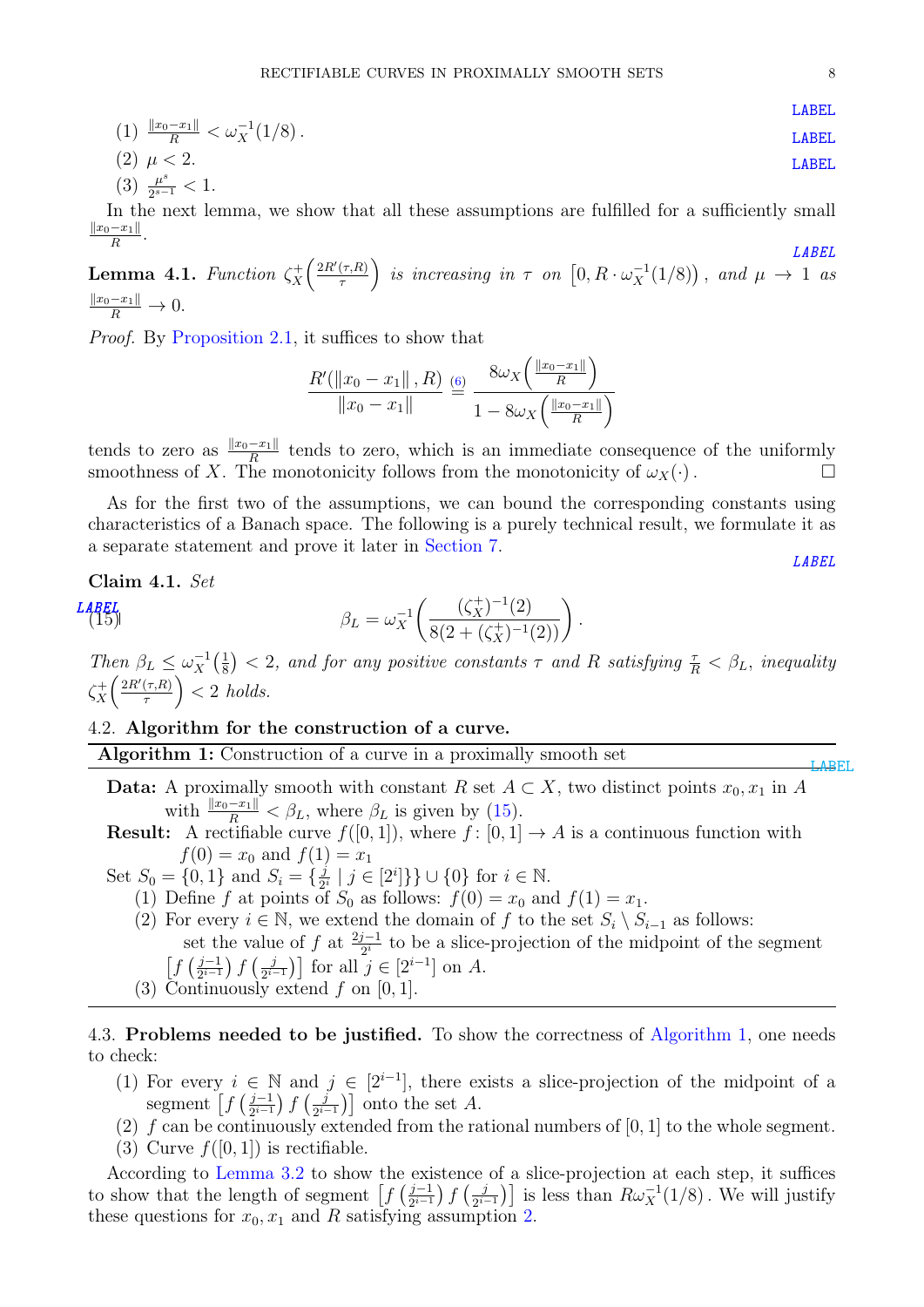(1) $\frac{\|x_0 - x_1\|}{R} < \omega_X^{-1}(1/8)$.

(2) $\mu < 2$.

(3) $\frac{\mu^s}{2^{s-1}} < 1$.

In the next lemma, we show that all these assumptions are fulfilled for a sufficiently small $\frac{\|x_0-x_1\|}{R}$.

**Lemma 4.1.** *Function $\zeta_X^+\left(\frac{2R'(\tau,R)}{\tau}\right)$ is increasing in $\tau$ on $\left[0, R\cdot\omega_X^{-1}(1/8)\right)$, and $\mu \to 1$ as $\frac{\|x_0-x_1\|}{R} \to 0$.*

*Proof.* By Proposition 2.1, it suffices to show that

$$\frac{R'(\|x_0-x_1\|, R)}{\|x_0-x_1\|} \overset{(6)}{=} \frac{8\omega_X\left(\frac{\|x_0-x_1\|}{R}\right)}{1 - 8\omega_X\left(\frac{\|x_0-x_1\|}{R}\right)}$$

tends to zero as $\frac{\|x_0-x_1\|}{R}$ tends to zero, which is an immediate consequence of the uniformly smoothness of $X$. The monotonicity follows from the monotonicity of $\omega_X(\cdot)$. □

As for the first two of the assumptions, we can bound the corresponding constants using characteristics of a Banach space. The following is a purely technical result, we formulate it as a separate statement and prove it later in Section 7.

**Claim 4.1.** *Set*

$$\beta_L = \omega_X^{-1}\left(\frac{(\zeta_X^+)^{-1}(2)}{8(2 + (\zeta_X^+)^{-1}(2))}\right). \tag{15}$$

*Then $\beta_L \le \omega_X^{-1}\left(\frac{1}{8}\right) < 2$, and for any positive constants $\tau$ and $R$ satisfying $\frac{\tau}{R} < \beta_L$, inequality $\zeta_X^+\left(\frac{2R'(\tau,R)}{\tau}\right) < 2$ holds.*

### 4.2. Algorithm for the construction of a curve.

---

**Algorithm 1:** Construction of a curve in a proximally smooth set

---

**Data:** A proximally smooth with constant $R$ set $A \subset X$, two distinct points $x_0, x_1$ in $A$ with $\frac{\|x_0-x_1\|}{R} < \beta_L$, where $\beta_L$ is given by (15).

**Result:** A rectifiable curve $f([0,1])$, where $f\colon [0,1] \to A$ is a continuous function with $f(0) = x_0$ and $f(1) = x_1$

Set $S_0 = \{0, 1\}$ and $S_i = \left\{\frac{j}{2^i} \mid j \in [2^i]\right\} \cup \{0\}$ for $i \in \mathbb{N}$.

(1) Define $f$ at points of $S_0$ as follows: $f(0) = x_0$ and $f(1) = x_1$.

(2) For every $i \in \mathbb{N}$, we extend the domain of $f$ to the set $S_i \setminus S_{i-1}$ as follows: set the value of $f$ at $\frac{2j-1}{2^i}$ to be a slice-projection of the midpoint of the segment $\left[f\left(\frac{j-1}{2^{i-1}}\right) f\left(\frac{j}{2^{i-1}}\right)\right]$ for all $j \in [2^{i-1}]$ on $A$.

(3) Continuously extend $f$ on $[0,1]$.

---

4.3. **Problems needed to be justified.** To show the correctness of Algorithm 1, one needs to check:

(1) For every $i \in \mathbb{N}$ and $j \in [2^{i-1}]$, there exists a slice-projection of the midpoint of a segment $\left[f\left(\frac{j-1}{2^{i-1}}\right) f\left(\frac{j}{2^{i-1}}\right)\right]$ onto the set $A$.

(2) $f$ can be continuously extended from the rational numbers of $[0,1]$ to the whole segment.

(3) Curve $f([0,1])$ is rectifiable.

According to Lemma 3.2 to show the existence of a slice-projection at each step, it suffices to show that the length of segment $\left[f\left(\frac{j-1}{2^{i-1}}\right) f\left(\frac{j}{2^{i-1}}\right)\right]$ is less than $R\omega_X^{-1}(1/8)$. We will justify these questions for $x_0, x_1$ and $R$ satisfying assumption 2.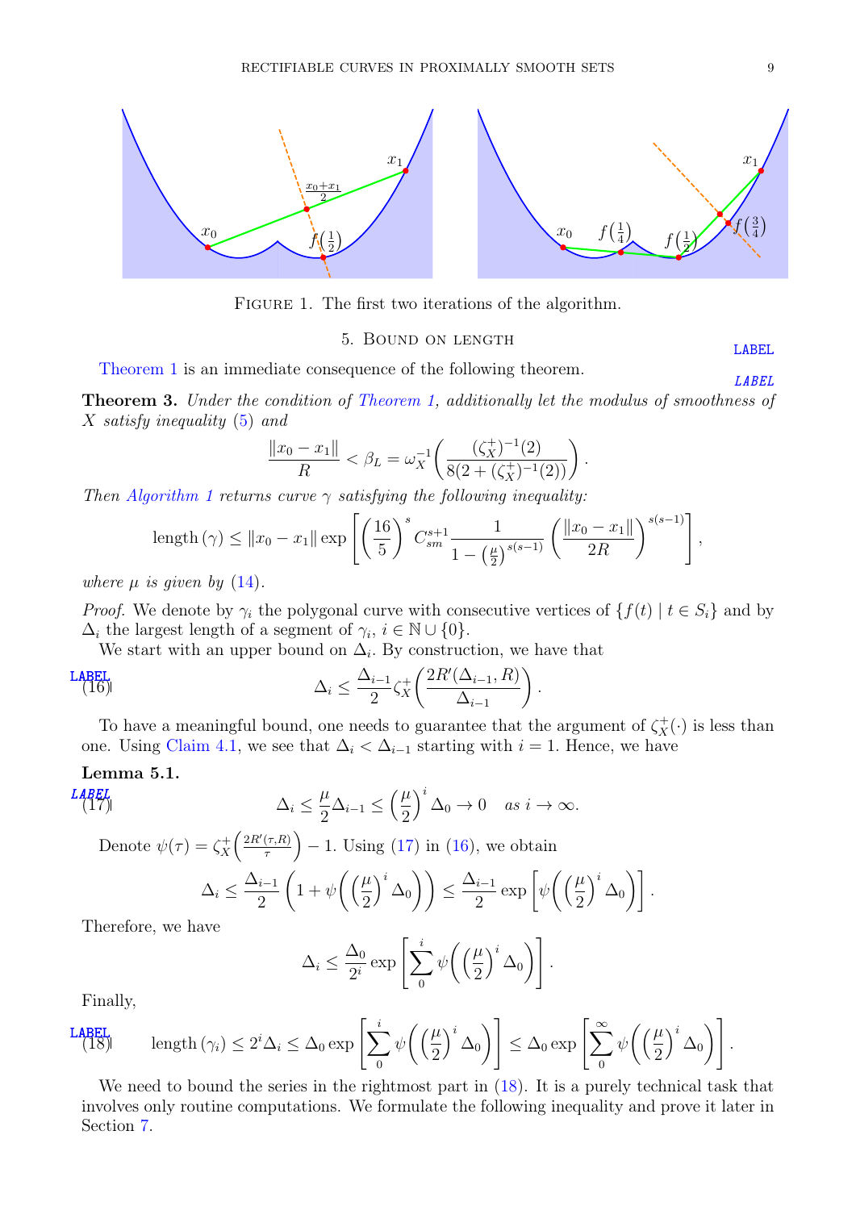FIGURE 1. The first two iterations of the algorithm.

## 5. Bound on length

Theorem 1 is an immediate consequence of the following theorem.

**Theorem 3.** *Under the condition of Theorem 1, additionally let the modulus of smoothness of $X$ satisfy inequality (5) and*

$$\frac{\|x_0 - x_1\|}{R} < \beta_L = \omega_X^{-1}\left(\frac{(\zeta_X^+)^{-1}(2)}{8(2 + (\zeta_X^+)^{-1}(2))}\right).$$

*Then Algorithm 1 returns curve $\gamma$ satisfying the following inequality:*

$$\operatorname{length}(\gamma) \leq \|x_0 - x_1\| \exp\left[\left(\frac{16}{5}\right)^s C_{sm}^{s+1} \frac{1}{1 - \left(\frac{\mu}{2}\right)^{s(s-1)}} \left(\frac{\|x_0 - x_1\|}{2R}\right)^{s(s-1)}\right],$$

*where $\mu$ is given by (14).*

*Proof.* We denote by $\gamma_i$ the polygonal curve with consecutive vertices of $\{f(t) \mid t \in S_i\}$ and by $\Delta_i$ the largest length of a segment of $\gamma_i$, $i \in \mathbb{N} \cup \{0\}$.

We start with an upper bound on $\Delta_i$. By construction, we have that

$$\Delta_i \leq \frac{\Delta_{i-1}}{2} \zeta_X^+\left(\frac{2R'(\Delta_{i-1}, R)}{\Delta_{i-1}}\right). \tag{16}$$

To have a meaningful bound, one needs to guarantee that the argument of $\zeta_X^+(\cdot)$ is less than one. Using Claim 4.1, we see that $\Delta_i < \Delta_{i-1}$ starting with $i = 1$. Hence, we have

**Lemma 5.1.**

$$\Delta_i \leq \frac{\mu}{2}\Delta_{i-1} \leq \left(\frac{\mu}{2}\right)^i \Delta_0 \to 0 \quad \textit{as } i \to \infty. \tag{17}$$

Denote $\psi(\tau) = \zeta_X^+\left(\frac{2R'(\tau,R)}{\tau}\right) - 1$. Using (17) in (16), we obtain

$$\Delta_i \leq \frac{\Delta_{i-1}}{2}\left(1 + \psi\left(\left(\frac{\mu}{2}\right)^i \Delta_0\right)\right) \leq \frac{\Delta_{i-1}}{2} \exp\left[\psi\left(\left(\frac{\mu}{2}\right)^i \Delta_0\right)\right].$$

Therefore, we have

$$\Delta_i \leq \frac{\Delta_0}{2^i} \exp\left[\sum_0^i \psi\left(\left(\frac{\mu}{2}\right)^i \Delta_0\right)\right].$$

Finally,

$$\operatorname{length}(\gamma_i) \leq 2^i \Delta_i \leq \Delta_0 \exp\left[\sum_0^i \psi\left(\left(\frac{\mu}{2}\right)^i \Delta_0\right)\right] \leq \Delta_0 \exp\left[\sum_0^\infty \psi\left(\left(\frac{\mu}{2}\right)^i \Delta_0\right)\right]. \tag{18}$$

We need to bound the series in the rightmost part in (18). It is a purely technical task that involves only routine computations. We formulate the following inequality and prove it later in Section 7.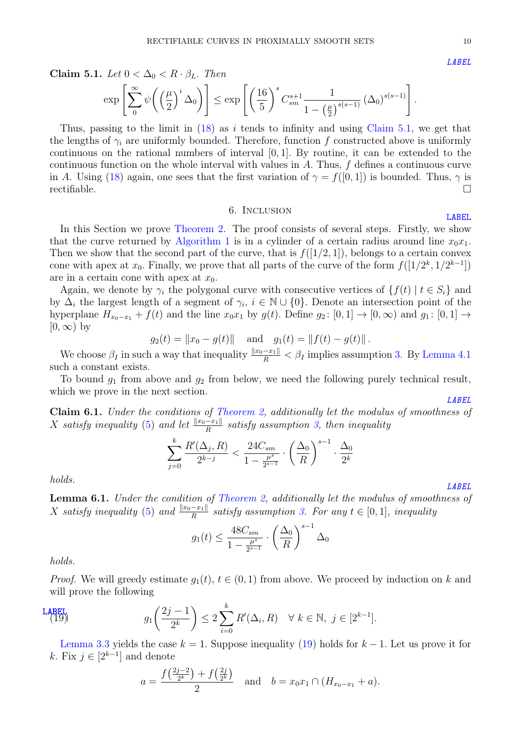LABEL

**Claim 5.1.** *Let $0 < \Delta_0 < R \cdot \beta_L$. Then*

$$\exp\left[\sum_0^\infty \psi\left(\left(\frac{\mu}{2}\right)^i \Delta_0\right)\right] \leq \exp\left[\left(\frac{16}{5}\right)^s C_{sm}^{s+1} \frac{1}{1-\left(\frac{\mu}{2}\right)^{s(s-1)}} (\Delta_0)^{s(s-1)}\right].$$

Thus, passing to the limit in (18) as $i$ tends to infinity and using Claim 5.1, we get that the lengths of $\gamma_i$ are uniformly bounded. Therefore, function $f$ constructed above is uniformly continuous on the rational numbers of interval $[0, 1]$. By routine, it can be extended to the continuous function on the whole interval with values in $A$. Thus, $f$ defines a continuous curve in $A$. Using (18) again, one sees that the first variation of $\gamma = f([0, 1])$ is bounded. Thus, $\gamma$ is rectifiable. □

## 6. Inclusion

LABEL

In this Section we prove Theorem 2. The proof consists of several steps. Firstly, we show that the curve returned by Algorithm 1 is in a cylinder of a certain radius around line $x_0x_1$. Then we show that the second part of the curve, that is $f([1/2, 1])$, belongs to a certain convex cone with apex at $x_0$. Finally, we prove that all parts of the curve of the form $f([1/2^k, 1/2^{k-1}])$ are in a certain cone with apex at $x_0$.

Again, we denote by $\gamma_i$ the polygonal curve with consecutive vertices of $\{f(t) \mid t \in S_i\}$ and by $\Delta_i$ the largest length of a segment of $\gamma_i$, $i \in \mathbb{N} \cup \{0\}$. Denote an intersection point of the hyperplane $H_{x_0-x_1} + f(t)$ and the line $x_0x_1$ by $g(t)$. Define $g_2 \colon [0, 1] \to [0, \infty)$ and $g_1 \colon [0, 1] \to [0, \infty)$ by

$$g_2(t) = \|x_0 - g(t)\| \quad \text{and} \quad g_1(t) = \|f(t) - g(t)\|.$$

We choose $\beta_I$ in such a way that inequality $\frac{\|x_0-x_1\|}{R} < \beta_I$ implies assumption 3. By Lemma 4.1 such a constant exists.

To bound $g_1$ from above and $g_2$ from below, we need the following purely technical result, which we prove in the next section.

LABEL

**Claim 6.1.** *Under the conditions of Theorem 2, additionally let the modulus of smoothness of $X$ satisfy inequality (5) and let $\frac{\|x_0-x_1\|}{R}$ satisfy assumption 3, then inequality*

$$\sum_{j=0}^k \frac{R'(\Delta_j, R)}{2^{k-j}} < \frac{24C_{sm}}{1-\frac{\mu^s}{2^{s-1}}} \cdot \left(\frac{\Delta_0}{R}\right)^{s-1} \cdot \frac{\Delta_0}{2^k}$$

*holds.*

LABEL

**Lemma 6.1.** *Under the condition of Theorem 2, additionally let the modulus of smoothness of $X$ satisfy inequality (5) and $\frac{\|x_0-x_1\|}{R}$ satisfy assumption 3. For any $t \in [0, 1]$, inequality*

$$g_1(t) \leq \frac{48C_{sm}}{1-\frac{\mu^s}{2^{s-1}}} \cdot \left(\frac{\Delta_0}{R}\right)^{s-1} \Delta_0$$

*holds.*

*Proof.* We will greedy estimate $g_1(t)$, $t \in (0, 1)$ from above. We proceed by induction on $k$ and will prove the following

LABEL

$$g_1\left(\frac{2j-1}{2^k}\right) \leq 2\sum_{i=0}^k R'(\Delta_i, R) \quad \forall\ k \in \mathbb{N},\ j \in [2^{k-1}]. \tag{19}$$

Lemma 3.3 yields the case $k = 1$. Suppose inequality (19) holds for $k - 1$. Let us prove it for $k$. Fix $j \in [2^{k-1}]$ and denote

$$a = \frac{f\left(\frac{2j-2}{2^k}\right) + f\left(\frac{2j}{2^k}\right)}{2} \quad \text{and} \quad b = x_0x_1 \cap (H_{x_0-x_1} + a).$$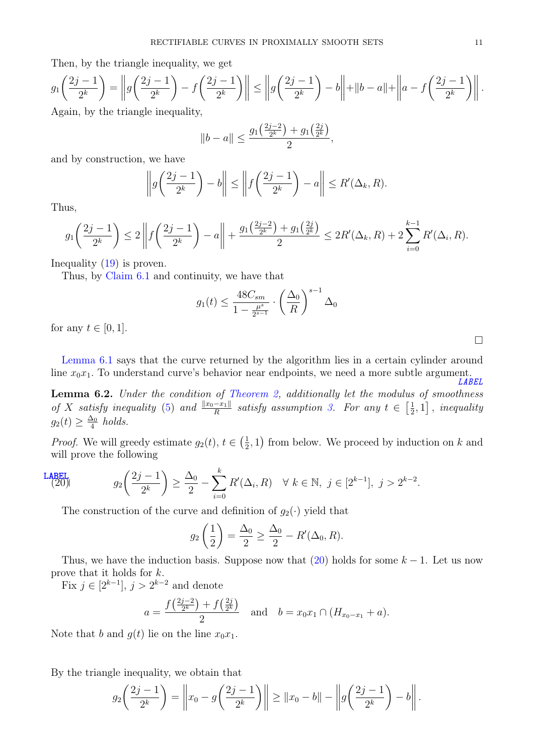Then, by the triangle inequality, we get

$$g_1\left(\frac{2j-1}{2^k}\right) = \left\| g\left(\frac{2j-1}{2^k}\right) - f\left(\frac{2j-1}{2^k}\right) \right\| \leq \left\| g\left(\frac{2j-1}{2^k}\right) - b \right\| + \|b-a\| + \left\| a - f\left(\frac{2j-1}{2^k}\right) \right\|.$$

Again, by the triangle inequality,

$$\|b-a\| \leq \frac{g_1\left(\frac{2j-2}{2^k}\right) + g_1\left(\frac{2j}{2^k}\right)}{2},$$

and by construction, we have

$$\left\| g\left(\frac{2j-1}{2^k}\right) - b \right\| \leq \left\| f\left(\frac{2j-1}{2^k}\right) - a \right\| \leq R'(\Delta_k, R).$$

Thus,

$$g_1\left(\frac{2j-1}{2^k}\right) \leq 2\left\| f\left(\frac{2j-1}{2^k}\right) - a \right\| + \frac{g_1\left(\frac{2j-2}{2^k}\right) + g_1\left(\frac{2j}{2^k}\right)}{2} \leq 2R'(\Delta_k, R) + 2\sum_{i=0}^{k-1} R'(\Delta_i, R).$$

Inequality (19) is proven.

Thus, by Claim 6.1 and continuity, we have that

$$g_1(t) \leq \frac{48C_{sm}}{1 - \frac{\mu^s}{2^{s-1}}} \cdot \left(\frac{\Delta_0}{R}\right)^{s-1} \Delta_0$$

for any $t \in [0, 1]$.

□

Lemma 6.1 says that the curve returned by the algorithm lies in a certain cylinder around line $x_0x_1$. To understand curve's behavior near endpoints, we need a more subtle argument.

**Lemma 6.2.** *Under the condition of Theorem 2, additionally let the modulus of smoothness of $X$ satisfy inequality (5) and $\frac{\|x_0-x_1\|}{R}$ satisfy assumption 3. For any $t \in \left[\frac{1}{2}, 1\right]$, inequality $g_2(t) \geq \frac{\Delta_0}{4}$ holds.*

*Proof.* We will greedy estimate $g_2(t)$, $t \in \left(\frac{1}{2}, 1\right)$ from below. We proceed by induction on $k$ and will prove the following

$$g_2\left(\frac{2j-1}{2^k}\right) \geq \frac{\Delta_0}{2} - \sum_{i=0}^{k} R'(\Delta_i, R) \quad \forall\ k \in \mathbb{N},\ j \in [2^{k-1}],\ j > 2^{k-2}. \tag{20}$$

The construction of the curve and definition of $g_2(\cdot)$ yield that

$$g_2\left(\frac{1}{2}\right) = \frac{\Delta_0}{2} \geq \frac{\Delta_0}{2} - R'(\Delta_0, R).$$

Thus, we have the induction basis. Suppose now that (20) holds for some $k-1$. Let us now prove that it holds for $k$.

Fix $j \in [2^{k-1}]$, $j > 2^{k-2}$ and denote

$$a = \frac{f\left(\frac{2j-2}{2^k}\right) + f\left(\frac{2j}{2^k}\right)}{2} \quad \text{and} \quad b = x_0x_1 \cap (H_{x_0-x_1} + a).$$

Note that $b$ and $g(t)$ lie on the line $x_0x_1$.

By the triangle inequality, we obtain that

$$g_2\left(\frac{2j-1}{2^k}\right) = \left\| x_0 - g\left(\frac{2j-1}{2^k}\right) \right\| \geq \|x_0 - b\| - \left\| g\left(\frac{2j-1}{2^k}\right) - b \right\|.$$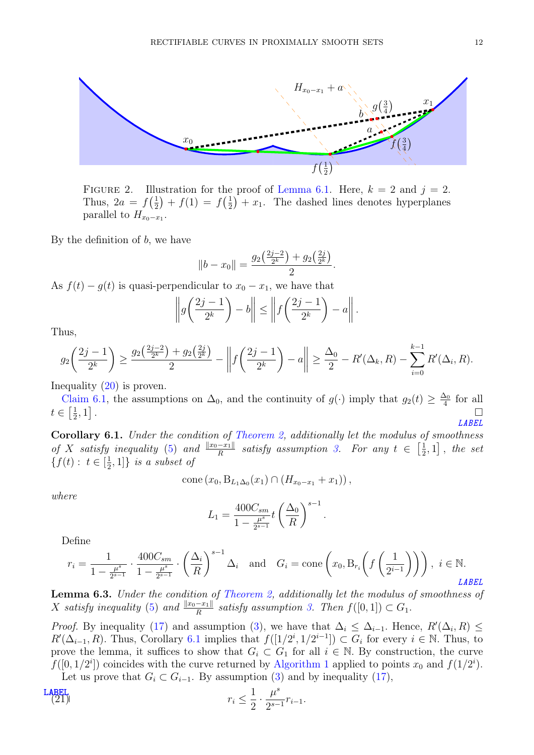FIGURE 2. Illustration for the proof of Lemma 6.1. Here, $k = 2$ and $j = 2$. Thus, $2a = f\left(\frac{1}{2}\right) + f(1) = f\left(\frac{1}{2}\right) + x_1$. The dashed lines denotes hyperplanes parallel to $H_{x_0-x_1}$.

By the definition of $b$, we have

$$\|b - x_0\| = \frac{g_2\left(\frac{2j-2}{2^k}\right) + g_2\left(\frac{2j}{2^k}\right)}{2}.$$

As $f(t) - g(t)$ is quasi-perpendicular to $x_0 - x_1$, we have that

$$\left\| g\left(\frac{2j-1}{2^k}\right) - b \right\| \le \left\| f\left(\frac{2j-1}{2^k}\right) - a \right\|.$$

Thus,

$$g_2\left(\frac{2j-1}{2^k}\right) \ge \frac{g_2\left(\frac{2j-2}{2^k}\right) + g_2\left(\frac{2j}{2^k}\right)}{2} - \left\| f\left(\frac{2j-1}{2^k}\right) - a \right\| \ge \frac{\Delta_0}{2} - R'(\Delta_k, R) - \sum_{i=0}^{k-1} R'(\Delta_i, R).$$

Inequality (20) is proven.

Claim 6.1, the assumptions on $\Delta_0$, and the continuity of $g(\cdot)$ imply that $g_2(t) \ge \frac{\Delta_0}{4}$ for all $t \in \left[\frac{1}{2}, 1\right]$. □

**Corollary 6.1.** *Under the condition of Theorem 2, additionally let the modulus of smoothness of $X$ satisfy inequality (5) and $\frac{\|x_0 - x_1\|}{R}$ satisfy assumption 3. For any $t \in \left[\frac{1}{2}, 1\right]$, the set $\{f(t) : t \in [\frac{1}{2}, 1]\}$ is a subset of*

$$\operatorname{cone}\left(x_0, \mathrm{B}_{L_1 \Delta_0}(x_1) \cap (H_{x_0 - x_1} + x_1)\right),$$

*where*

$$L_1 = \frac{400 C_{sm}}{1 - \frac{\mu^s}{2^{s-1}}} t \left(\frac{\Delta_0}{R}\right)^{s-1}.$$

Define

$$r_i = \frac{1}{1 - \frac{\mu^s}{2^{s-1}}} \cdot \frac{400 C_{sm}}{1 - \frac{\mu^s}{2^{s-1}}} \cdot \left(\frac{\Delta_i}{R}\right)^{s-1} \Delta_i \quad \text{and} \quad G_i = \operatorname{cone}\left(x_0, \mathrm{B}_{r_i}\left(f\left(\frac{1}{2^{i-1}}\right)\right)\right), \ i \in \mathbb{N}.$$

**Lemma 6.3.** *Under the condition of Theorem 2, additionally let the modulus of smoothness of $X$ satisfy inequality (5) and $\frac{\|x_0 - x_1\|}{R}$ satisfy assumption 3. Then $f([0, 1]) \subset G_1$.*

*Proof.* By inequality (17) and assumption (3), we have that $\Delta_i \le \Delta_{i-1}$. Hence, $R'(\Delta_i, R) \le R'(\Delta_{i-1}, R)$. Thus, Corollary 6.1 implies that $f([1/2^i, 1/2^{i-1}]) \subset G_i$ for every $i \in \mathbb{N}$. Thus, to prove the lemma, it suffices to show that $G_i \subset G_1$ for all $i \in \mathbb{N}$. By construction, the curve $f([0, 1/2^i])$ coincides with the curve returned by Algorithm 1 applied to points $x_0$ and $f(1/2^i)$.

Let us prove that $G_i \subset G_{i-1}$. By assumption (3) and by inequality (17),

$$r_i \le \frac{1}{2} \cdot \frac{\mu^s}{2^{s-1}} r_{i-1}. \tag{21}$$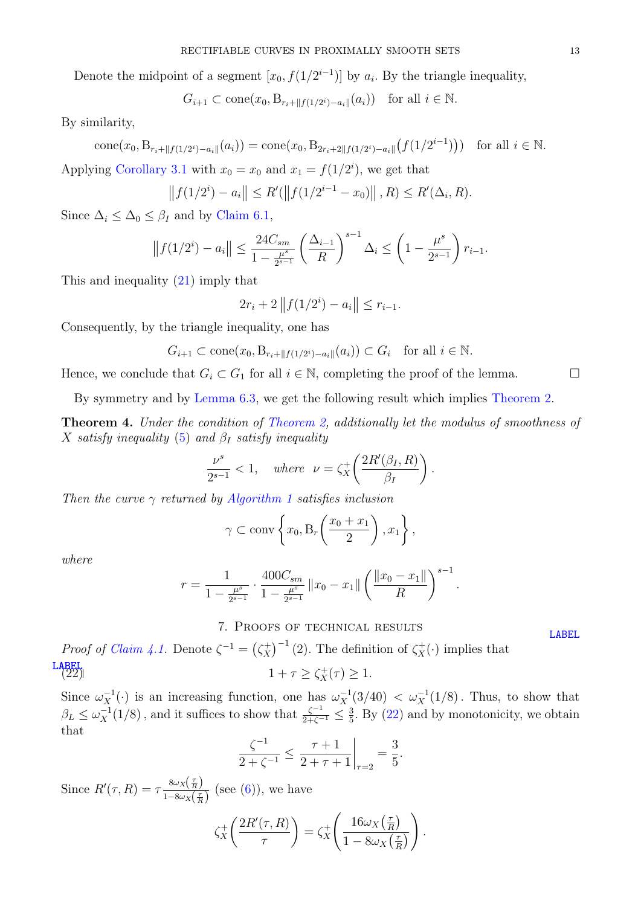Denote the midpoint of a segment $[x_0, f(1/2^{i-1})]$ by $a_i$. By the triangle inequality,

$$G_{i+1} \subset \operatorname{cone}(x_0, \mathrm{B}_{r_i + \|f(1/2^i) - a_i\|}(a_i)) \quad \text{for all } i \in \mathbb{N}.$$

By similarity,

$$\operatorname{cone}(x_0, \mathrm{B}_{r_i + \|f(1/2^i) - a_i\|}(a_i)) = \operatorname{cone}(x_0, \mathrm{B}_{2r_i + 2\|f(1/2^i) - a_i\|}\big(f(1/2^{i-1})\big)) \quad \text{for all } i \in \mathbb{N}.$$

Applying Corollary 3.1 with $x_0 = x_0$ and $x_1 = f(1/2^i)$, we get that

$$\left\|f(1/2^i) - a_i\right\| \leq R'(\left\|f(1/2^{i-1} - x_0)\right\|, R) \leq R'(\Delta_i, R).$$

Since $\Delta_i \leq \Delta_0 \leq \beta_I$ and by Claim 6.1,

$$\left\|f(1/2^i) - a_i\right\| \leq \frac{24C_{sm}}{1 - \frac{\mu^s}{2^{s-1}}} \left(\frac{\Delta_{i-1}}{R}\right)^{s-1} \Delta_i \leq \left(1 - \frac{\mu^s}{2^{s-1}}\right) r_{i-1}.$$

This and inequality (21) imply that

$$2r_i + 2\left\|f(1/2^i) - a_i\right\| \leq r_{i-1}.$$

Consequently, by the triangle inequality, one has

$$G_{i+1} \subset \operatorname{cone}(x_0, \mathrm{B}_{r_i + \|f(1/2^i) - a_i\|}(a_i)) \subset G_i \quad \text{for all } i \in \mathbb{N}.$$

Hence, we conclude that $G_i \subset G_1$ for all $i \in \mathbb{N}$, completing the proof of the lemma. $\square$

By symmetry and by Lemma 6.3, we get the following result which implies Theorem 2.

**Theorem 4.** *Under the condition of Theorem 2, additionally let the modulus of smoothness of $X$ satisfy inequality (5) and $\beta_I$ satisfy inequality*

$$\frac{\nu^s}{2^{s-1}} < 1, \quad \textit{where } \; \nu = \zeta_X^+\!\left(\frac{2R'(\beta_I, R)}{\beta_I}\right).$$

*Then the curve $\gamma$ returned by Algorithm 1 satisfies inclusion*

$$\gamma \subset \operatorname{conv}\left\{x_0, \mathrm{B}_r\left(\frac{x_0 + x_1}{2}\right), x_1\right\},$$

*where*

$$r = \frac{1}{1 - \frac{\mu^s}{2^{s-1}}} \cdot \frac{400C_{sm}}{1 - \frac{\mu^s}{2^{s-1}}} \left\|x_0 - x_1\right\| \left(\frac{\left\|x_0 - x_1\right\|}{R}\right)^{s-1}.$$

## 7. Proofs of technical results

*Proof of Claim 4.1.* Denote $\zeta^{-1} = \left(\zeta_X^+\right)^{-1}(2)$. The definition of $\zeta_X^+(\cdot)$ implies that

$$1 + \tau \geq \zeta_X^+(\tau) \geq 1. \tag{22}$$

Since $\omega_X^{-1}(\cdot)$ is an increasing function, one has $\omega_X^{-1}(3/40) < \omega_X^{-1}(1/8)$. Thus, to show that $\beta_L \leq \omega_X^{-1}(1/8)$, and it suffices to show that $\frac{\zeta^{-1}}{2+\zeta^{-1}} \leq \frac{3}{5}$. By (22) and by monotonicity, we obtain that

$$\frac{\zeta^{-1}}{2 + \zeta^{-1}} \leq \left.\frac{\tau + 1}{2 + \tau + 1}\right|_{\tau = 2} = \frac{3}{5}.$$

Since $R'(\tau, R) = \tau \frac{8\omega_X\left(\frac{\tau}{R}\right)}{1 - 8\omega_X\left(\frac{\tau}{R}\right)}$ (see (6)), we have

$$\zeta_X^+\!\left(\frac{2R'(\tau, R)}{\tau}\right) = \zeta_X^+\!\left(\frac{16\omega_X\left(\frac{\tau}{R}\right)}{1 - 8\omega_X\left(\frac{\tau}{R}\right)}\right).$$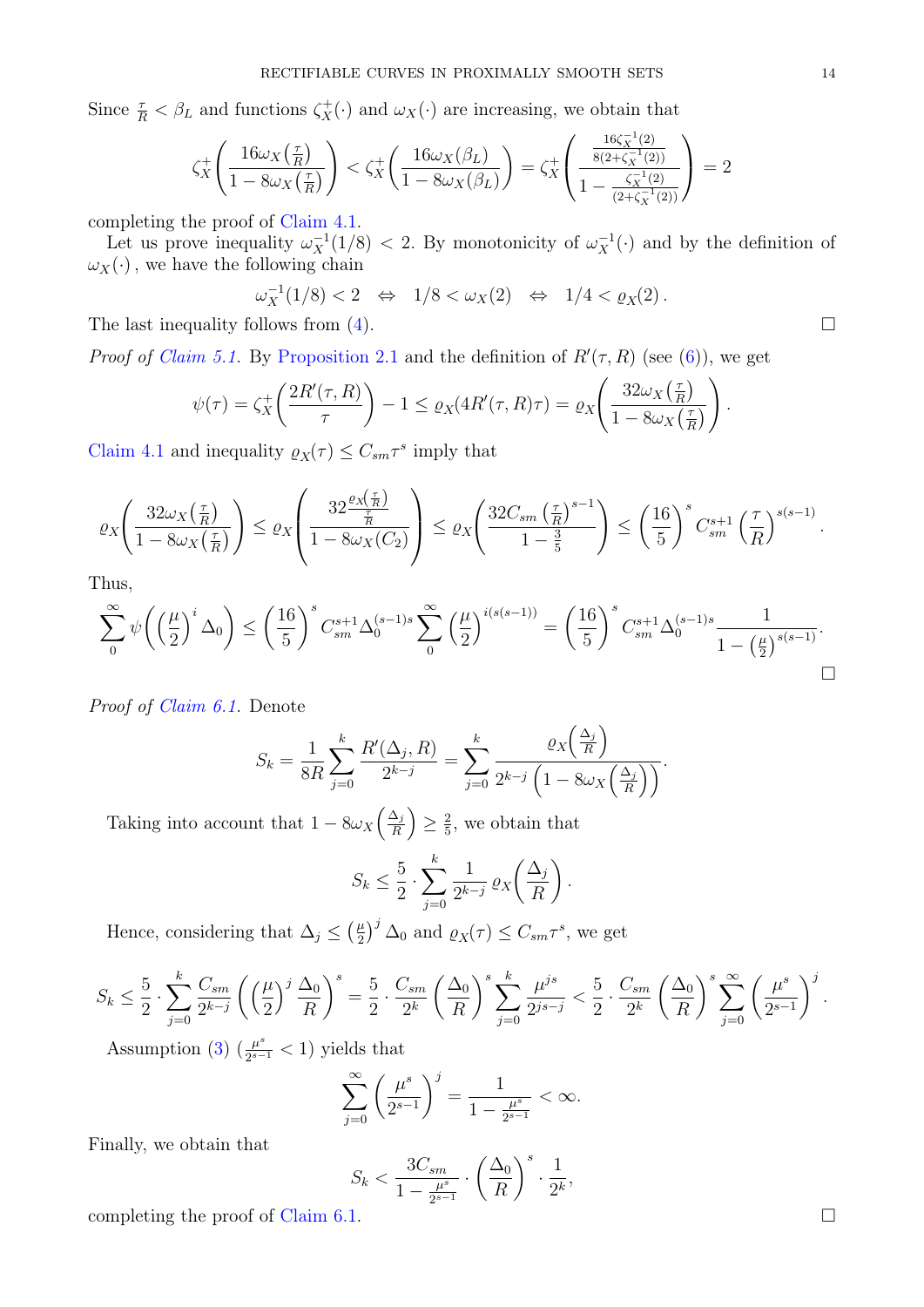Since $\frac{\tau}{R} < \beta_L$ and functions $\zeta_X^+(\cdot)$ and $\omega_X(\cdot)$ are increasing, we obtain that

$$\zeta_X^+\left(\frac{16\omega_X\left(\frac{\tau}{R}\right)}{1-8\omega_X\left(\frac{\tau}{R}\right)}\right) < \zeta_X^+\left(\frac{16\omega_X(\beta_L)}{1-8\omega_X(\beta_L)}\right) = \zeta_X^+\left(\frac{\frac{16\zeta_X^{-1}(2)}{8(2+\zeta_X^{-1}(2))}}{1-\frac{\zeta_X^{-1}(2)}{(2+\zeta_X^{-1}(2))}}\right) = 2$$

completing the proof of Claim 4.1.

Let us prove inequality $\omega_X^{-1}(1/8) < 2$. By monotonicity of $\omega_X^{-1}(\cdot)$ and by the definition of $\omega_X(\cdot)$, we have the following chain

$$\omega_X^{-1}(1/8) < 2 \quad \Leftrightarrow \quad 1/8 < \omega_X(2) \quad \Leftrightarrow \quad 1/4 < \varrho_X(2)\,.$$

The last inequality follows from (4). ☐

*Proof of Claim 5.1.* By Proposition 2.1 and the definition of $R'(\tau,R)$ (see (6)), we get

$$\psi(\tau) = \zeta_X^+\left(\frac{2R'(\tau,R)}{\tau}\right) - 1 \le \varrho_X(4R'(\tau,R)\tau) = \varrho_X\left(\frac{32\omega_X\left(\frac{\tau}{R}\right)}{1-8\omega_X\left(\frac{\tau}{R}\right)}\right).$$

Claim 4.1 and inequality $\varrho_X(\tau) \le C_{sm}\tau^s$ imply that

$$\varrho_X\left(\frac{32\omega_X\left(\frac{\tau}{R}\right)}{1-8\omega_X\left(\frac{\tau}{R}\right)}\right) \le \varrho_X\left(\frac{32\frac{\varrho_X\left(\frac{\tau}{R}\right)}{\frac{\tau}{R}}}{1-8\omega_X(C_2)}\right) \le \varrho_X\left(\frac{32C_{sm}\left(\frac{\tau}{R}\right)^{s-1}}{1-\frac{3}{5}}\right) \le \left(\frac{16}{5}\right)^s C_{sm}^{s+1}\left(\frac{\tau}{R}\right)^{s(s-1)}.$$

Thus,

$$\sum_0^\infty \psi\left(\left(\frac{\mu}{2}\right)^i \Delta_0\right) \le \left(\frac{16}{5}\right)^s C_{sm}^{s+1}\Delta_0^{(s-1)s}\sum_0^\infty\left(\frac{\mu}{2}\right)^{i(s(s-1))} = \left(\frac{16}{5}\right)^s C_{sm}^{s+1}\Delta_0^{(s-1)s}\frac{1}{1-\left(\frac{\mu}{2}\right)^{s(s-1)}}.$$

☐

*Proof of Claim 6.1.* Denote

$$S_k = \frac{1}{8R}\sum_{j=0}^k \frac{R'(\Delta_j,R)}{2^{k-j}} = \sum_{j=0}^k \frac{\varrho_X\left(\frac{\Delta_j}{R}\right)}{2^{k-j}\left(1-8\omega_X\left(\frac{\Delta_j}{R}\right)\right)}.$$

Taking into account that $1-8\omega_X\left(\frac{\Delta_j}{R}\right) \ge \frac{2}{5}$, we obtain that

$$S_k \le \frac{5}{2}\cdot\sum_{j=0}^k \frac{1}{2^{k-j}}\,\varrho_X\left(\frac{\Delta_j}{R}\right).$$

Hence, considering that $\Delta_j \le \left(\frac{\mu}{2}\right)^j\Delta_0$ and $\varrho_X(\tau) \le C_{sm}\tau^s$, we get

$$S_k \le \frac{5}{2}\cdot\sum_{j=0}^k \frac{C_{sm}}{2^{k-j}}\left(\left(\frac{\mu}{2}\right)^j\frac{\Delta_0}{R}\right)^s = \frac{5}{2}\cdot\frac{C_{sm}}{2^k}\left(\frac{\Delta_0}{R}\right)^s\sum_{j=0}^k\frac{\mu^{js}}{2^{js-j}} < \frac{5}{2}\cdot\frac{C_{sm}}{2^k}\left(\frac{\Delta_0}{R}\right)^s\sum_{j=0}^\infty\left(\frac{\mu^s}{2^{s-1}}\right)^j.$$

Assumption (3) ($\frac{\mu^s}{2^{s-1}} < 1$) yields that

$$\sum_{j=0}^\infty\left(\frac{\mu^s}{2^{s-1}}\right)^j = \frac{1}{1-\frac{\mu^s}{2^{s-1}}} < \infty.$$

Finally, we obtain that

$$S_k < \frac{3C_{sm}}{1-\frac{\mu^s}{2^{s-1}}}\cdot\left(\frac{\Delta_0}{R}\right)^s\cdot\frac{1}{2^k},$$

completing the proof of Claim 6.1. ☐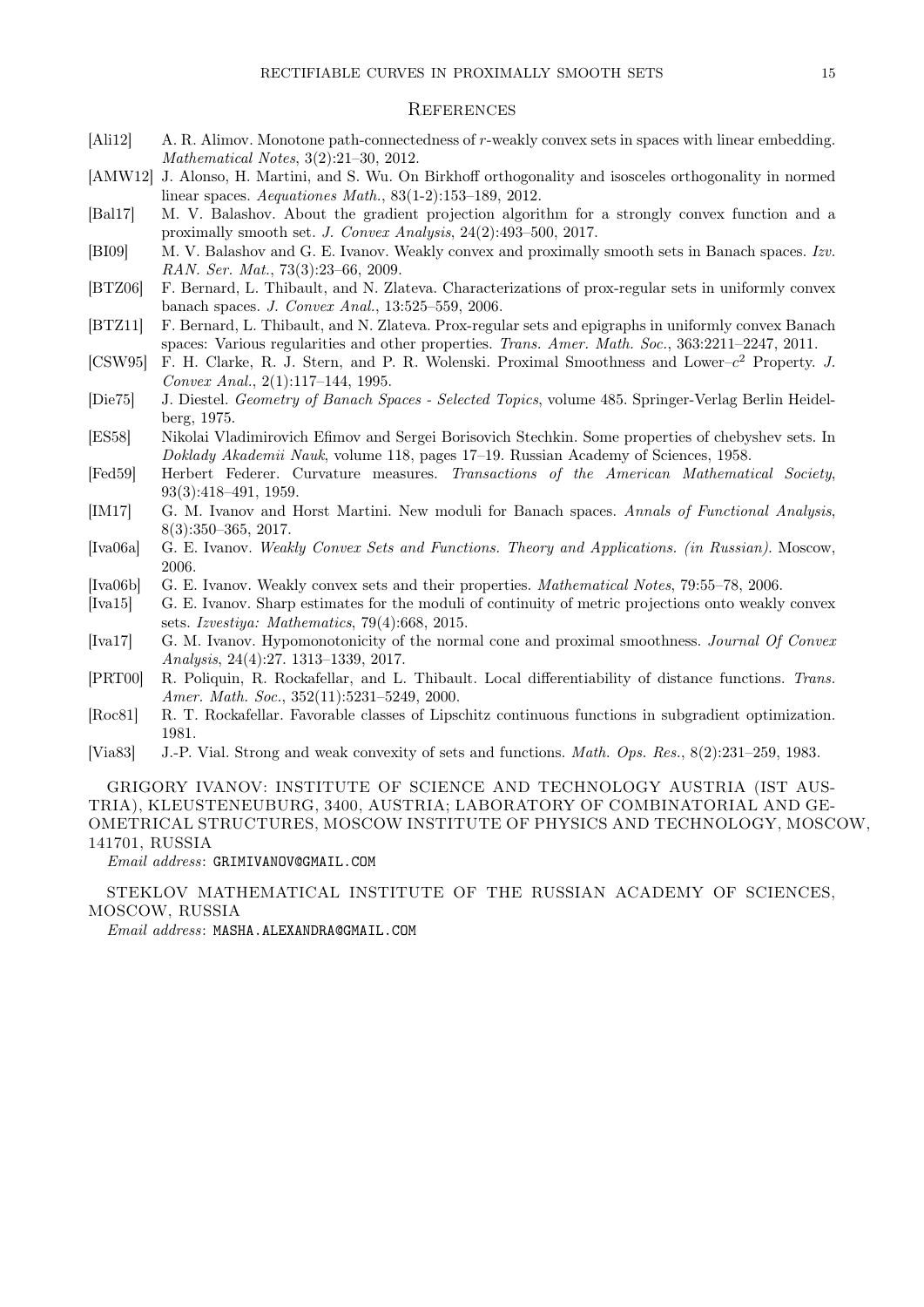## References

[Ali12] A. R. Alimov. Monotone path-connectedness of $r$-weakly convex sets in spaces with linear embedding. *Mathematical Notes*, 3(2):21–30, 2012.

[AMW12] J. Alonso, H. Martini, and S. Wu. On Birkhoff orthogonality and isosceles orthogonality in normed linear spaces. *Aequationes Math.*, 83(1-2):153–189, 2012.

[Bal17] M. V. Balashov. About the gradient projection algorithm for a strongly convex function and a proximally smooth set. *J. Convex Analysis*, 24(2):493–500, 2017.

[BI09] M. V. Balashov and G. E. Ivanov. Weakly convex and proximally smooth sets in Banach spaces. *Izv. RAN. Ser. Mat.*, 73(3):23–66, 2009.

[BTZ06] F. Bernard, L. Thibault, and N. Zlateva. Characterizations of prox-regular sets in uniformly convex banach spaces. *J. Convex Anal.*, 13:525–559, 2006.

[BTZ11] F. Bernard, L. Thibault, and N. Zlateva. Prox-regular sets and epigraphs in uniformly convex Banach spaces: Various regularities and other properties. *Trans. Amer. Math. Soc.*, 363:2211–2247, 2011.

[CSW95] F. H. Clarke, R. J. Stern, and P. R. Wolenski. Proximal Smoothness and Lower–$c^2$ Property. *J. Convex Anal.*, 2(1):117–144, 1995.

[Die75] J. Diestel. *Geometry of Banach Spaces - Selected Topics*, volume 485. Springer-Verlag Berlin Heidelberg, 1975.

[ES58] Nikolai Vladimirovich Efimov and Sergei Borisovich Stechkin. Some properties of chebyshev sets. In *Doklady Akademii Nauk*, volume 118, pages 17–19. Russian Academy of Sciences, 1958.

[Fed59] Herbert Federer. Curvature measures. *Transactions of the American Mathematical Society*, 93(3):418–491, 1959.

[IM17] G. M. Ivanov and Horst Martini. New moduli for Banach spaces. *Annals of Functional Analysis*, 8(3):350–365, 2017.

[Iva06a] G. E. Ivanov. *Weakly Convex Sets and Functions. Theory and Applications. (in Russian)*. Moscow, 2006.

[Iva06b] G. E. Ivanov. Weakly convex sets and their properties. *Mathematical Notes*, 79:55–78, 2006.

[Iva15] G. E. Ivanov. Sharp estimates for the moduli of continuity of metric projections onto weakly convex sets. *Izvestiya: Mathematics*, 79(4):668, 2015.

[Iva17] G. M. Ivanov. Hypomonotonicity of the normal cone and proximal smoothness. *Journal Of Convex Analysis*, 24(4):27. 1313–1339, 2017.

[PRT00] R. Poliquin, R. Rockafellar, and L. Thibault. Local differentiability of distance functions. *Trans. Amer. Math. Soc.*, 352(11):5231–5249, 2000.

[Roc81] R. T. Rockafellar. Favorable classes of Lipschitz continuous functions in subgradient optimization. 1981.

[Via83] J.-P. Vial. Strong and weak convexity of sets and functions. *Math. Ops. Res.*, 8(2):231–259, 1983.

GRIGORY IVANOV: INSTITUTE OF SCIENCE AND TECHNOLOGY AUSTRIA (IST AUSTRIA), KLEUSTENEUBURG, 3400, AUSTRIA; LABORATORY OF COMBINATORIAL AND GEOMETRICAL STRUCTURES, MOSCOW INSTITUTE OF PHYSICS AND TECHNOLOGY, MOSCOW, 141701, RUSSIA

*Email address*: GRIMIVANOV@GMAIL.COM

STEKLOV MATHEMATICAL INSTITUTE OF THE RUSSIAN ACADEMY OF SCIENCES, MOSCOW, RUSSIA

*Email address*: MASHA.ALEXANDRA@GMAIL.COM